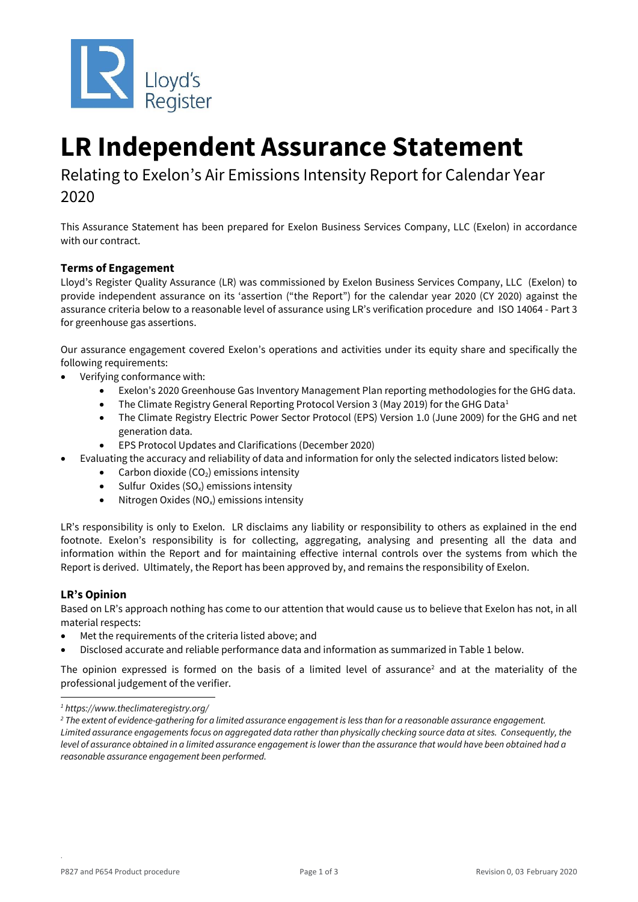# LR Independent Assurance Statement

## Relating to Exelon's Air Emissions Intensity Report for Calendar Year 2020

This Assurance Statement has been prepared for Exelon Business Services Company, LLC (Exelon) in accordance with our contract.

### Terms of Engagement

Lloyd's Register Quality Assurance (LR) was commissioned by Exelon Business Services Company, LLC (Exelon) to provide independent assurance on its 'assertion ("the Report") for the calendar year 2020 (CY 2020) against the assurance criteria below to a reasonable level of assurance using LR's verification procedure and ISO 14064 - Part 3 for greenhouse gas assertions.

Our assurance engagement covered Exelon's operations and activities under its equity share and specifically the following requirements:

- Verifying conformance with:
  - Exelon's 2020 Greenhouse Gas Inventory Management Plan reporting methodologies for the GHG data.
  - The Climate Registry General Reporting Protocol Version 3 (May 2019) for the GHG Data[1]
  - The Climate Registry Electric Power Sector Protocol (EPS) Version 1.0 (June 2009) for the GHG and net generation data.
  - EPS Protocol Updates and Clarifications (December 2020)
- Evaluating the accuracy and reliability of data and information for only the selected indicators listed below:
  - Carbon dioxide ($CO_2$) emissions intensity
  - Sulfur Oxides ($SO_x$) emissions intensity
  - Nitrogen Oxides ($NO_x$) emissions intensity

LR's responsibility is only to Exelon. LR disclaims any liability or responsibility to others as explained in the end footnote. Exelon's responsibility is for collecting, aggregating, analysing and presenting all the data and information within the Report and for maintaining effective internal controls over the systems from which the Report is derived. Ultimately, the Report has been approved by, and remains the responsibility of Exelon.

### LR's Opinion

Based on LR's approach nothing has come to our attention that would cause us to believe that Exelon has not, in all material respects:

- Met the requirements of the criteria listed above; and
- Disclosed accurate and reliable performance data and information as summarized in Table 1 below.

The opinion expressed is formed on the basis of a limited level of assurance[2] and at the materiality of the professional judgement of the verifier.

---

*[1] https://www.theclimateregistry.org/*

*[2] The extent of evidence-gathering for a limited assurance engagement is less than for a reasonable assurance engagement. Limited assurance engagements focus on aggregated data rather than physically checking source data at sites. Consequently, the level of assurance obtained in a limited assurance engagement is lower than the assurance that would have been obtained had a reasonable assurance engagement been performed.*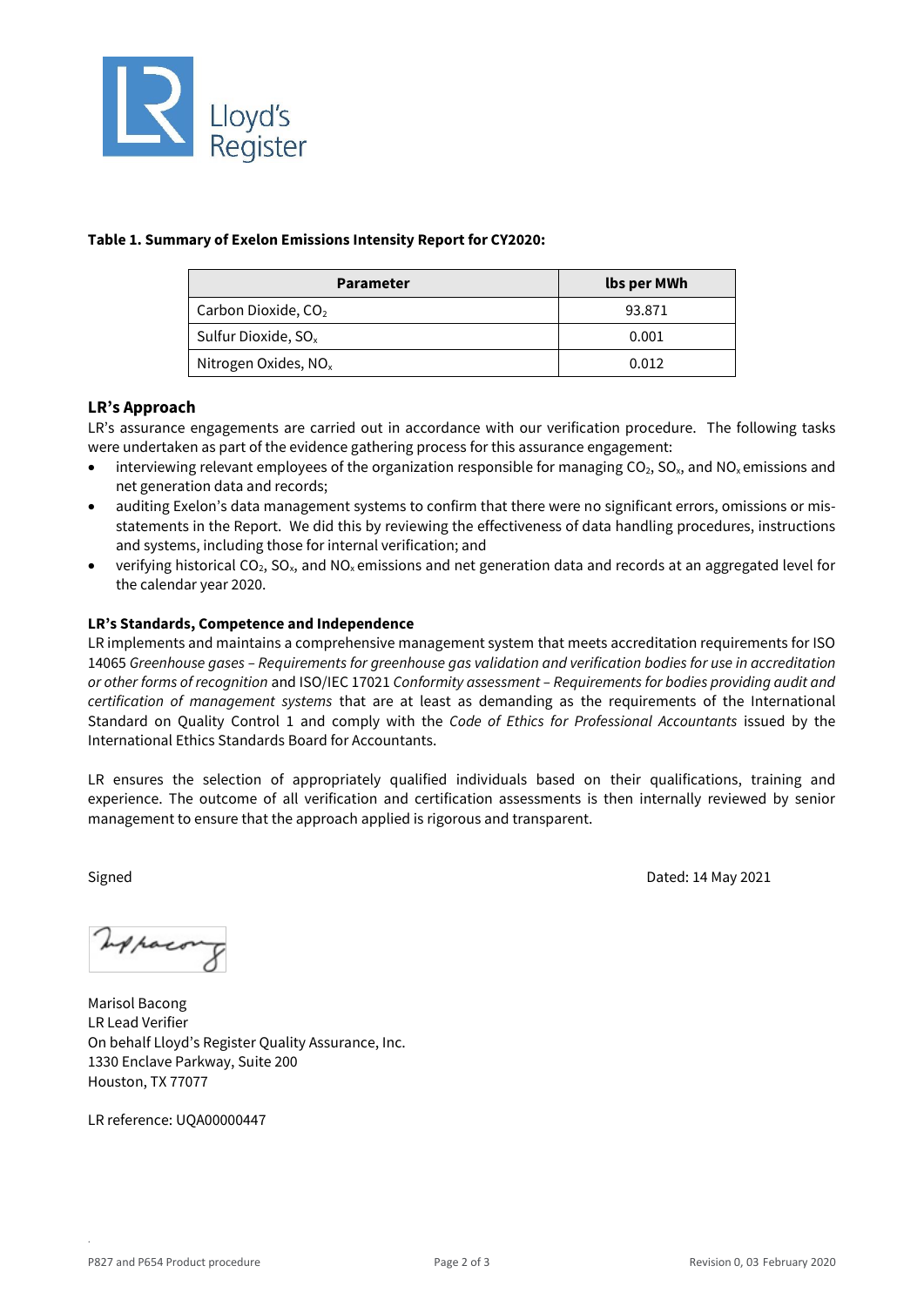**Table 1. Summary of Exelon Emissions Intensity Report for CY2020:**

| Parameter | lbs per MWh |
| --- | --- |
| Carbon Dioxide, $CO_2$ | 93.871 |
| Sulfur Dioxide, $SO_x$ | 0.001 |
| Nitrogen Oxides, $NO_x$ | 0.012 |

## LR's Approach

LR's assurance engagements are carried out in accordance with our verification procedure. The following tasks were undertaken as part of the evidence gathering process for this assurance engagement:

- interviewing relevant employees of the organization responsible for managing $CO_2$, $SO_x$, and $NO_x$ emissions and net generation data and records;
- auditing Exelon's data management systems to confirm that there were no significant errors, omissions or mis-statements in the Report. We did this by reviewing the effectiveness of data handling procedures, instructions and systems, including those for internal verification; and
- verifying historical $CO_2$, $SO_x$, and $NO_x$ emissions and net generation data and records at an aggregated level for the calendar year 2020.

### LR's Standards, Competence and Independence

LR implements and maintains a comprehensive management system that meets accreditation requirements for ISO 14065 *Greenhouse gases – Requirements for greenhouse gas validation and verification bodies for use in accreditation or other forms of recognition* and ISO/IEC 17021 *Conformity assessment – Requirements for bodies providing audit and certification of management systems* that are at least as demanding as the requirements of the International Standard on Quality Control 1 and comply with the *Code of Ethics for Professional Accountants* issued by the International Ethics Standards Board for Accountants.

LR ensures the selection of appropriately qualified individuals based on their qualifications, training and experience. The outcome of all verification and certification assessments is then internally reviewed by senior management to ensure that the approach applied is rigorous and transparent.

Signed

Dated: 14 May 2021

Marisol Bacong
LR Lead Verifier
On behalf Lloyd's Register Quality Assurance, Inc.
1330 Enclave Parkway, Suite 200
Houston, TX 77077

LR reference: UQA00000447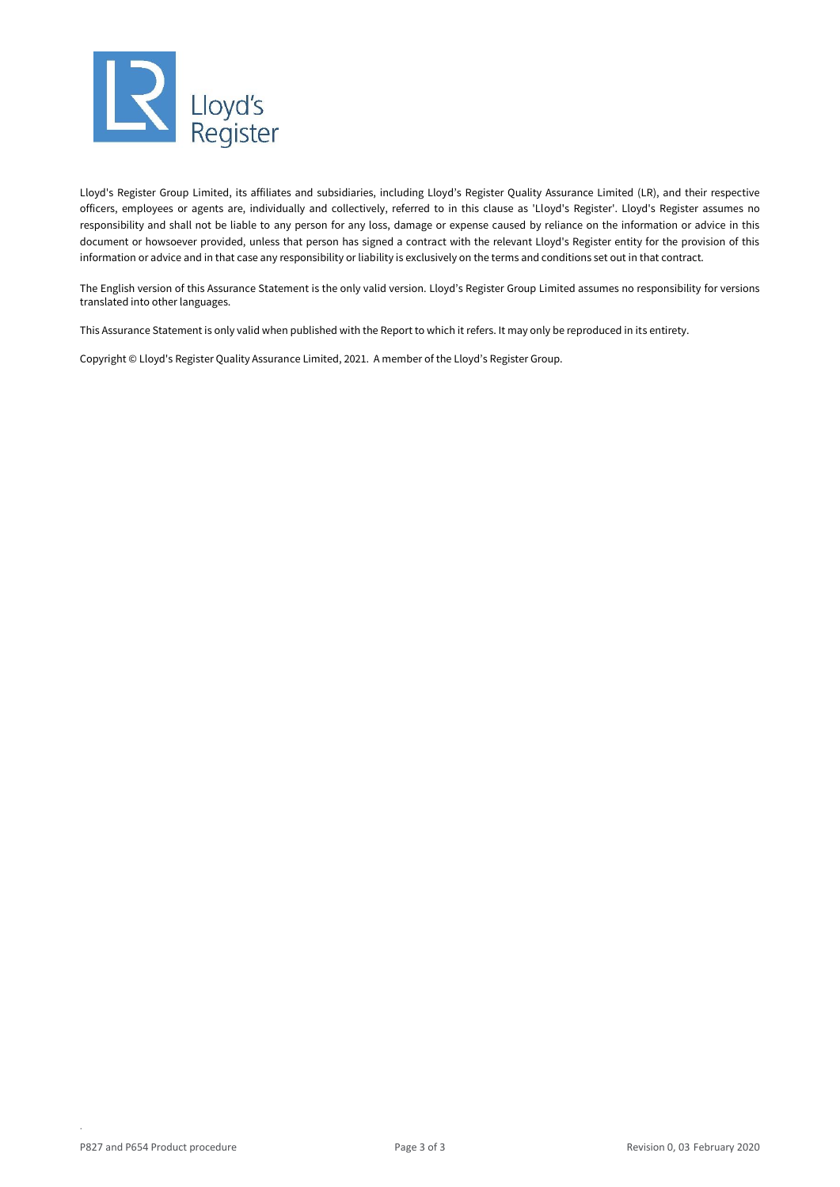Lloyd's Register Group Limited, its affiliates and subsidiaries, including Lloyd's Register Quality Assurance Limited (LR), and their respective officers, employees or agents are, individually and collectively, referred to in this clause as 'Lloyd's Register'. Lloyd's Register assumes no responsibility and shall not be liable to any person for any loss, damage or expense caused by reliance on the information or advice in this document or howsoever provided, unless that person has signed a contract with the relevant Lloyd's Register entity for the provision of this information or advice and in that case any responsibility or liability is exclusively on the terms and conditions set out in that contract.

The English version of this Assurance Statement is the only valid version. Lloyd's Register Group Limited assumes no responsibility for versions translated into other languages.

This Assurance Statement is only valid when published with the Report to which it refers. It may only be reproduced in its entirety.

Copyright © Lloyd's Register Quality Assurance Limited, 2021. A member of the Lloyd's Register Group.